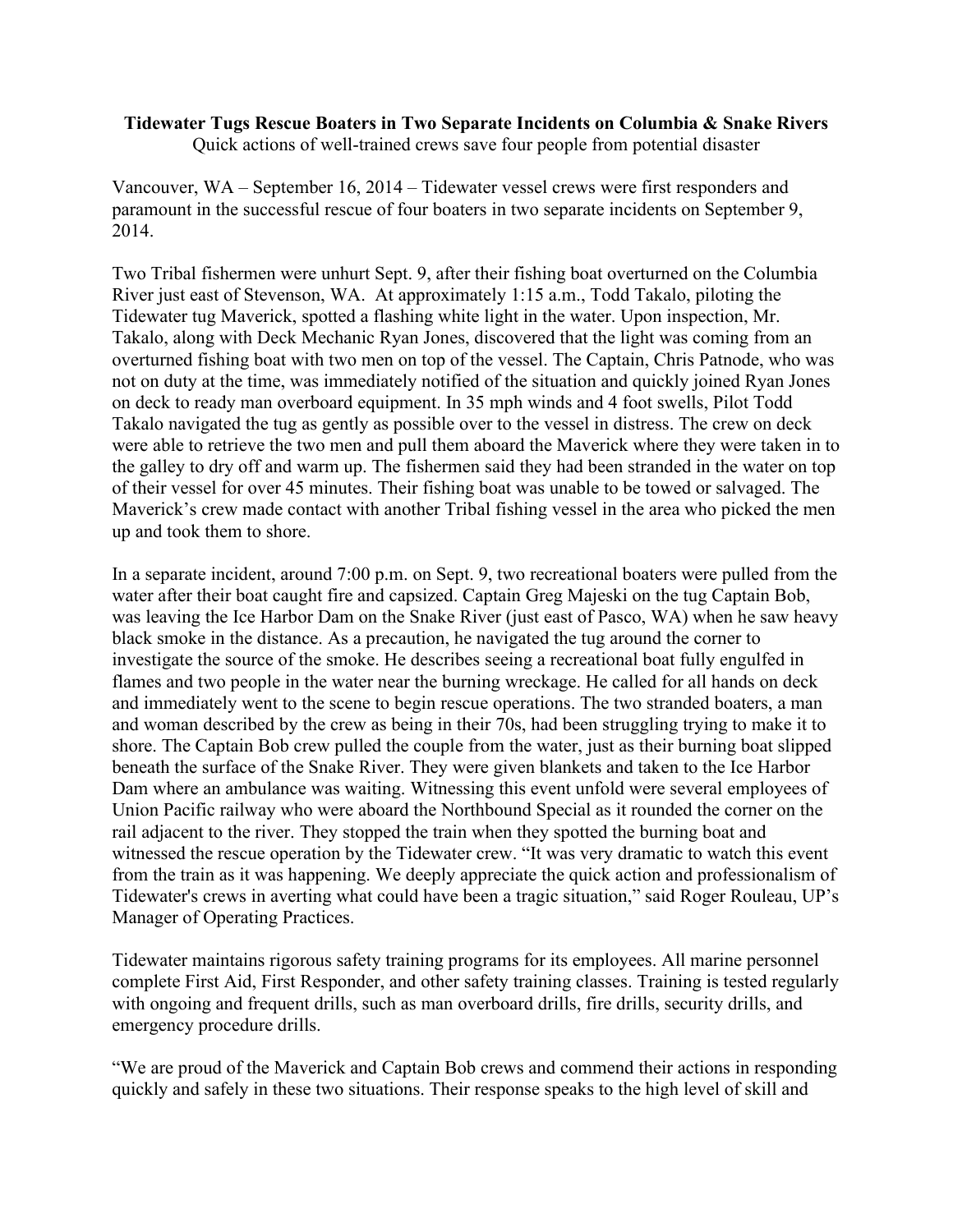**Tidewater Tugs Rescue Boaters in Two Separate Incidents on Columbia & Snake Rivers**

Quick actions of well-trained crews save four people from potential disaster

Vancouver, WA – September 16, 2014 – Tidewater vessel crews were first responders and paramount in the successful rescue of four boaters in two separate incidents on September 9, 2014.

Two Tribal fishermen were unhurt Sept. 9, after their fishing boat overturned on the Columbia River just east of Stevenson, WA. At approximately 1:15 a.m., Todd Takalo, piloting the Tidewater tug Maverick, spotted a flashing white light in the water. Upon inspection, Mr. Takalo, along with Deck Mechanic Ryan Jones, discovered that the light was coming from an overturned fishing boat with two men on top of the vessel. The Captain, Chris Patnode, who was not on duty at the time, was immediately notified of the situation and quickly joined Ryan Jones on deck to ready man overboard equipment. In 35 mph winds and 4 foot swells, Pilot Todd Takalo navigated the tug as gently as possible over to the vessel in distress. The crew on deck were able to retrieve the two men and pull them aboard the Maverick where they were taken in to the galley to dry off and warm up. The fishermen said they had been stranded in the water on top of their vessel for over 45 minutes. Their fishing boat was unable to be towed or salvaged. The Maverick's crew made contact with another Tribal fishing vessel in the area who picked the men up and took them to shore.

In a separate incident, around 7:00 p.m. on Sept. 9, two recreational boaters were pulled from the water after their boat caught fire and capsized. Captain Greg Majeski on the tug Captain Bob, was leaving the Ice Harbor Dam on the Snake River (just east of Pasco, WA) when he saw heavy black smoke in the distance. As a precaution, he navigated the tug around the corner to investigate the source of the smoke. He describes seeing a recreational boat fully engulfed in flames and two people in the water near the burning wreckage. He called for all hands on deck and immediately went to the scene to begin rescue operations. The two stranded boaters, a man and woman described by the crew as being in their 70s, had been struggling trying to make it to shore. The Captain Bob crew pulled the couple from the water, just as their burning boat slipped beneath the surface of the Snake River. They were given blankets and taken to the Ice Harbor Dam where an ambulance was waiting. Witnessing this event unfold were several employees of Union Pacific railway who were aboard the Northbound Special as it rounded the corner on the rail adjacent to the river. They stopped the train when they spotted the burning boat and witnessed the rescue operation by the Tidewater crew. "It was very dramatic to watch this event from the train as it was happening. We deeply appreciate the quick action and professionalism of Tidewater's crews in averting what could have been a tragic situation," said Roger Rouleau, UP's Manager of Operating Practices.

Tidewater maintains rigorous safety training programs for its employees. All marine personnel complete First Aid, First Responder, and other safety training classes. Training is tested regularly with ongoing and frequent drills, such as man overboard drills, fire drills, security drills, and emergency procedure drills.

"We are proud of the Maverick and Captain Bob crews and commend their actions in responding quickly and safely in these two situations. Their response speaks to the high level of skill and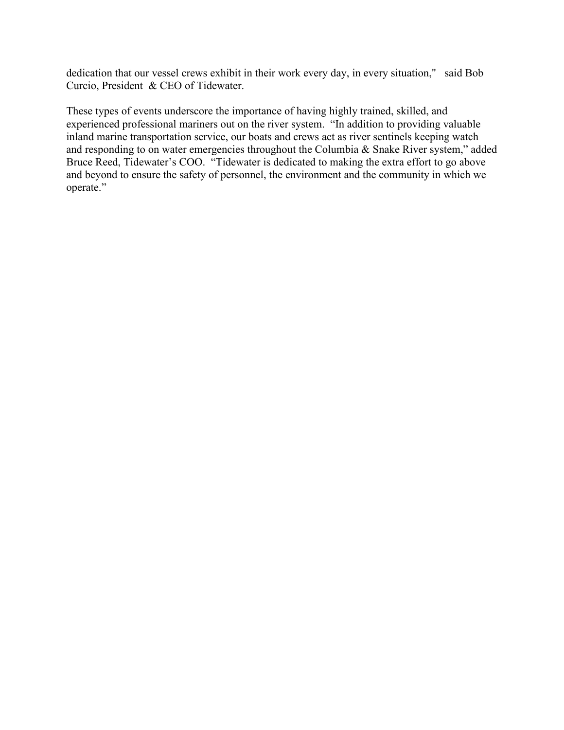dedication that our vessel crews exhibit in their work every day, in every situation," said Bob Curcio, President & CEO of Tidewater.

These types of events underscore the importance of having highly trained, skilled, and experienced professional mariners out on the river system. "In addition to providing valuable inland marine transportation service, our boats and crews act as river sentinels keeping watch and responding to on water emergencies throughout the Columbia & Snake River system," added Bruce Reed, Tidewater's COO. "Tidewater is dedicated to making the extra effort to go above and beyond to ensure the safety of personnel, the environment and the community in which we operate."